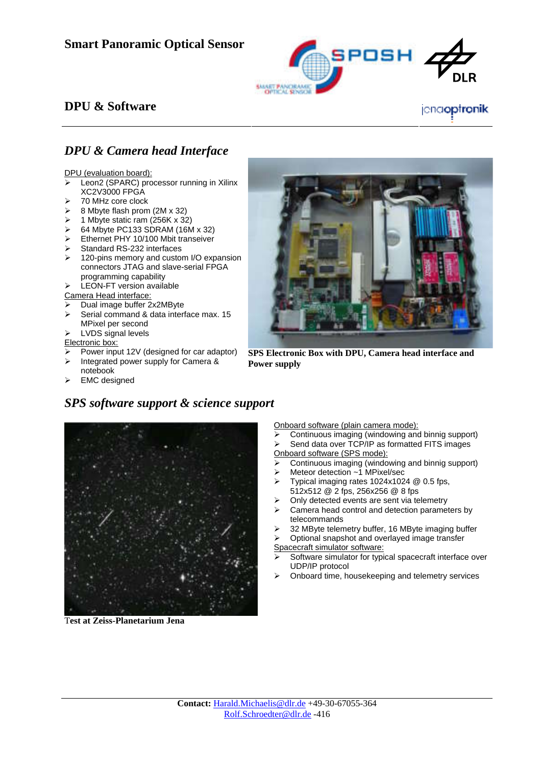# Smart Panoramic Optical Sensor

## DPU & Software

### *DPU & Camera head Interface*

DPU (evaluation board):

- Leon2 (SPARC) processor running in Xilinx XC2V3000 FPGA
- 70 MHz core clock
- 8 Mbyte flash prom (2M x 32)
- 1 Mbyte static ram (256K x 32)
- 64 Mbyte PC133 SDRAM (16M x 32)
- Ethernet PHY 10/100 Mbit transeiver
- Standard RS-232 interfaces
- 120-pins memory and custom I/O expansion connectors JTAG and slave-serial FPGA programming capability
- LEON-FT version available

Camera Head interface:

- Dual image buffer 2x2MByte
- Serial command & data interface max. 15 MPixel per second
- LVDS signal levels

Electronic box:

- Power input 12V (designed for car adaptor)
- Integrated power supply for Camera & notebook
- EMC designed

**SPS Electronic Box with DPU, Camera head interface and Power supply**

### *SPS software support & science support*

**Test at Zeiss-Planetarium Jena**

Onboard software (plain camera mode):

- Continuous imaging (windowing and binnig support)
- Send data over TCP/IP as formatted FITS images

Onboard software (SPS mode):

- Continuous imaging (windowing and binnig support)
- Meteor detection ~1 MPixel/sec
- Typical imaging rates 1024x1024 @ 0.5 fps, 512x512 @ 2 fps, 256x256 @ 8 fps
- Only detected events are sent via telemetry
- Camera head control and detection parameters by telecommands
- 32 MByte telemetry buffer, 16 MByte imaging buffer
- Optional snapshot and overlayed image transfer

Spacecraft simulator software:

- Software simulator for typical spacecraft interface over UDP/IP protocol
- Onboard time, housekeeping and telemetry services

**Contact:** Harald.Michaelis@dlr.de +49-30-67055-364
Rolf.Schroedter@dlr.de -416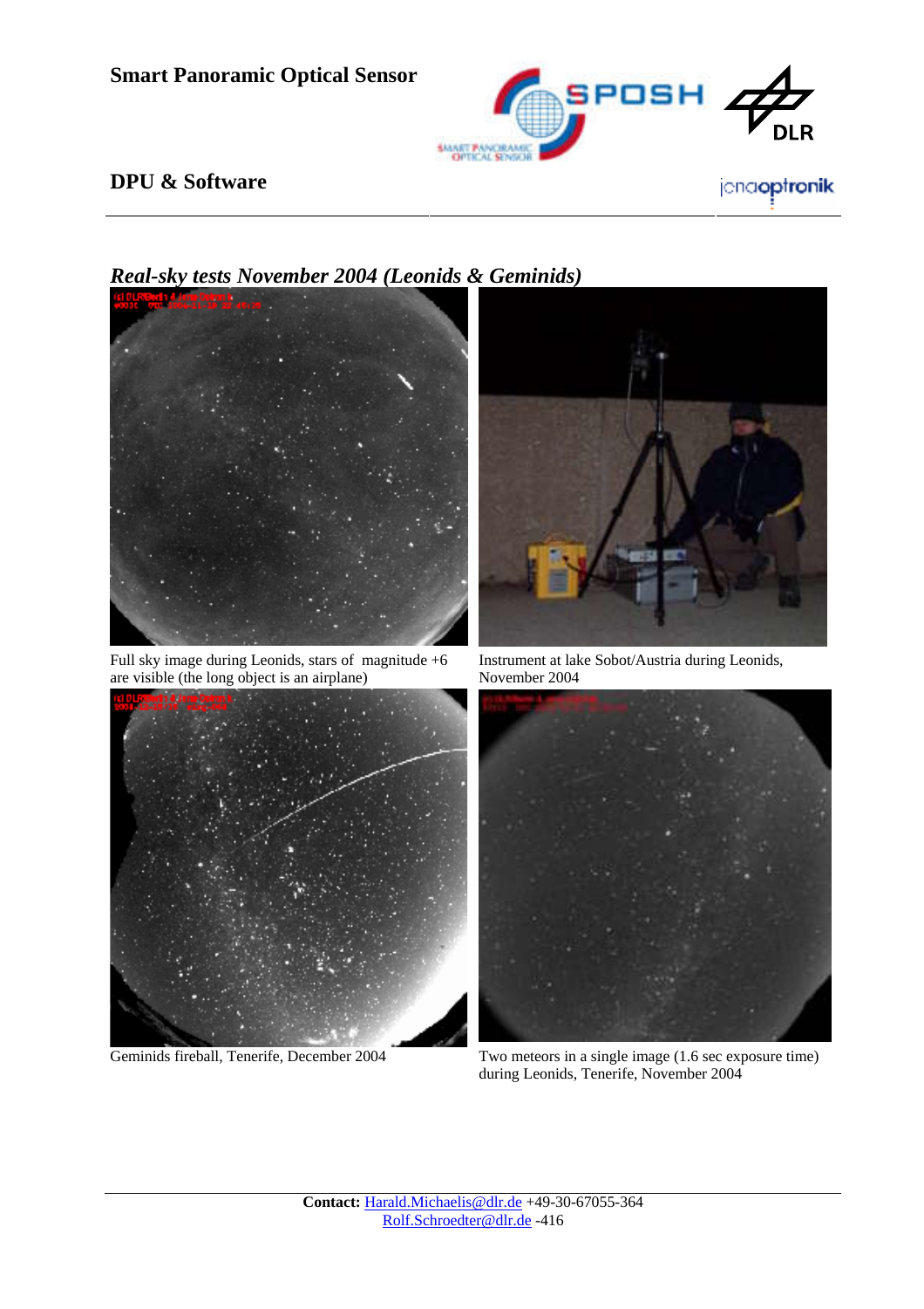**Smart Panoramic Optical Sensor**

**DPU & Software**

## *Real-sky tests November 2004 (Leonids & Geminids)*

Full sky image during Leonids, stars of magnitude +6 are visible (the long object is an airplane)

Instrument at lake Sobot/Austria during Leonids, November 2004

Geminids fireball, Tenerife, December 2004

Two meteors in a single image (1.6 sec exposure time) during Leonids, Tenerife, November 2004

**Contact:** Harald.Michaelis@dlr.de +49-30-67055-364
Rolf.Schroedter@dlr.de -416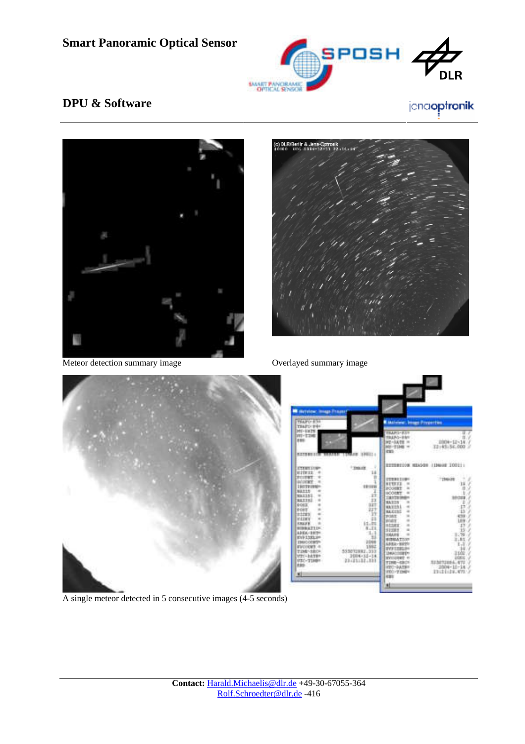**Smart Panoramic Optical Sensor**

**DPU & Software**

Meteor detection summary image

Overlayed summary image

A single meteor detected in 5 consecutive images (4-5 seconds)

**Contact:** Harald.Michaelis@dlr.de +49-30-67055-364
Rolf.Schroedter@dlr.de -416